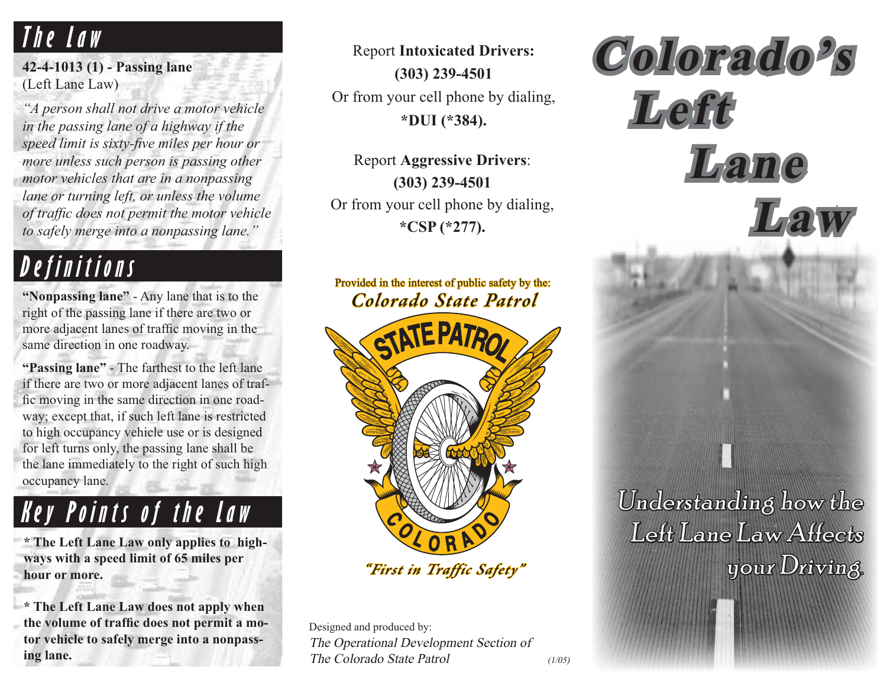## The Law

**42-4-1013 (1) - Passing lane**
(Left Lane Law)

*"A person shall not drive a motor vehicle in the passing lane of a highway if the speed limit is sixty-five miles per hour or more unless such person is passing other motor vehicles that are in a nonpassing lane or turning left, or unless the volume of traffic does not permit the motor vehicle to safely merge into a nonpassing lane."*

## Definitions

**"Nonpassing lane"** - Any lane that is to the right of the passing lane if there are two or more adjacent lanes of traffic moving in the same direction in one roadway.

**"Passing lane"** - The farthest to the left lane if there are two or more adjacent lanes of traffic moving in the same direction in one roadway; except that, if such left lane is restricted to high occupancy vehicle use or is designed for left turns only, the passing lane shall be the lane immediately to the right of such high occupancy lane.

## Key Points of the Law

**\* The Left Lane Law only applies to highways with a speed limit of 65 miles per hour or more.**

**\* The Left Lane Law does not apply when the volume of traffic does not permit a motor vehicle to safely merge into a nonpassing lane.**

Report **Intoxicated Drivers:**
**(303) 239-4501**
Or from your cell phone by dialing,
**\*DUI (\*384).**

Report **Aggressive Drivers**:
**(303) 239-4501**
Or from your cell phone by dialing,
**\*CSP (\*277).**

Provided in the interest of public safety by the:
***Colorado State Patrol***

STATE PATROL
COLORADO

*"First in Traffic Safety"*

Designed and produced by:
*The Operational Development Section of The Colorado State Patrol*

*(1/05)*

# Colorado's Left Lane Law

Understanding how the Left Lane Law Affects your Driving.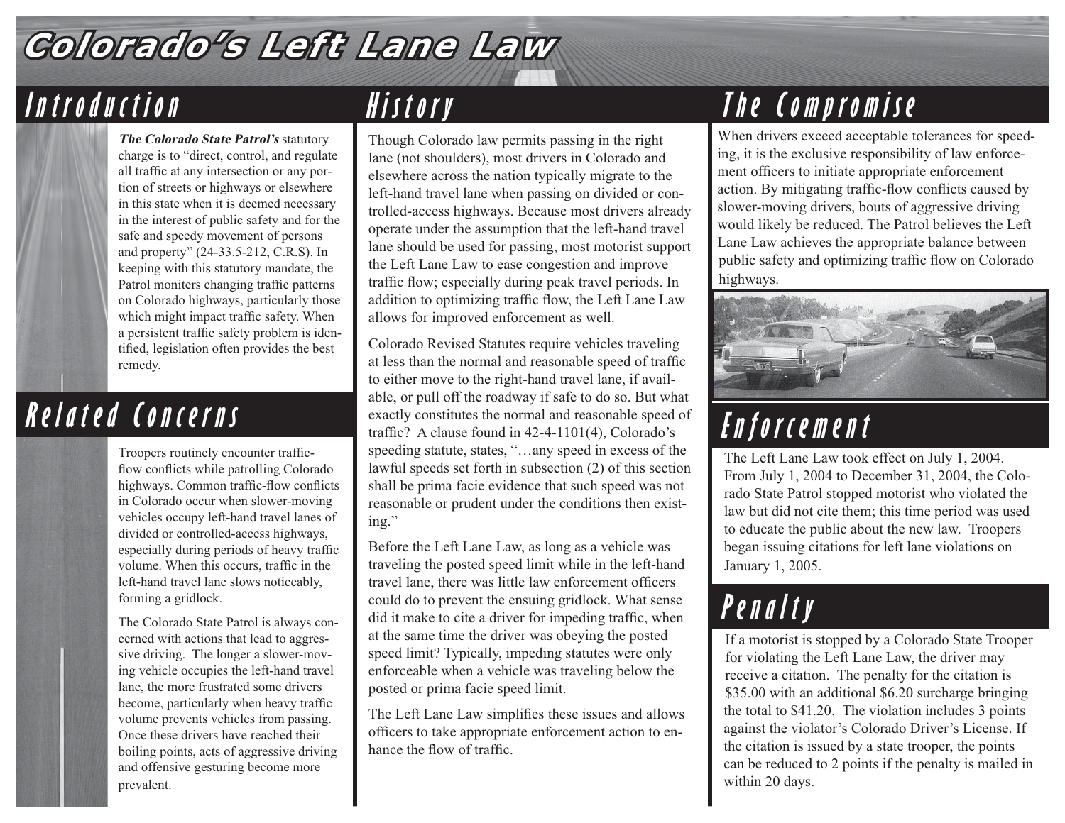# Colorado's Left Lane Law

## Introduction

***The Colorado State Patrol's*** statutory charge is to "direct, control, and regulate all traffic at any intersection or any portion of streets or highways or elsewhere in this state when it is deemed necessary in the interest of public safety and for the safe and speedy movement of persons and property" (24-33.5-212, C.R.S). In keeping with this statutory mandate, the Patrol moniters changing traffic patterns on Colorado highways, particularly those which might impact traffic safety. When a persistent traffic safety problem is identified, legislation often provides the best remedy.

## Related Concerns

Troopers routinely encounter traffic-flow conflicts while patrolling Colorado highways. Common traffic-flow conflicts in Colorado occur when slower-moving vehicles occupy left-hand travel lanes of divided or controlled-access highways, especially during periods of heavy traffic volume. When this occurs, traffic in the left-hand travel lane slows noticeably, forming a gridlock.

The Colorado State Patrol is always concerned with actions that lead to aggressive driving. The longer a slower-moving vehicle occupies the left-hand travel lane, the more frustrated some drivers become, particularly when heavy traffic volume prevents vehicles from passing. Once these drivers have reached their boiling points, acts of aggressive driving and offensive gesturing become more prevalent.

## History

Though Colorado law permits passing in the right lane (not shoulders), most drivers in Colorado and elsewhere across the nation typically migrate to the left-hand travel lane when passing on divided or controlled-access highways. Because most drivers already operate under the assumption that the left-hand travel lane should be used for passing, most motorist support the Left Lane Law to ease congestion and improve traffic flow; especially during peak travel periods. In addition to optimizing traffic flow, the Left Lane Law allows for improved enforcement as well.

Colorado Revised Statutes require vehicles traveling at less than the normal and reasonable speed of traffic to either move to the right-hand travel lane, if available, or pull off the roadway if safe to do so. But what exactly constitutes the normal and reasonable speed of traffic? A clause found in 42-4-1101(4), Colorado's speeding statute, states, "…any speed in excess of the lawful speeds set forth in subsection (2) of this section shall be prima facie evidence that such speed was not reasonable or prudent under the conditions then existing."

Before the Left Lane Law, as long as a vehicle was traveling the posted speed limit while in the left-hand travel lane, there was little law enforcement officers could do to prevent the ensuing gridlock. What sense did it make to cite a driver for impeding traffic, when at the same time the driver was obeying the posted speed limit? Typically, impeding statutes were only enforceable when a vehicle was traveling below the posted or prima facie speed limit.

The Left Lane Law simplifies these issues and allows officers to take appropriate enforcement action to enhance the flow of traffic.

## The Compromise

When drivers exceed acceptable tolerances for speeding, it is the exclusive responsibility of law enforcement officers to initiate appropriate enforcement action. By mitigating traffic-flow conflicts caused by slower-moving drivers, bouts of aggressive driving would likely be reduced. The Patrol believes the Left Lane Law achieves the appropriate balance between public safety and optimizing traffic flow on Colorado highways.

## Enforcement

The Left Lane Law took effect on July 1, 2004. From July 1, 2004 to December 31, 2004, the Colorado State Patrol stopped motorist who violated the law but did not cite them; this time period was used to educate the public about the new law. Troopers began issuing citations for left lane violations on January 1, 2005.

## Penalty

If a motorist is stopped by a Colorado State Trooper for violating the Left Lane Law, the driver may receive a citation. The penalty for the citation is $35.00 with an additional $6.20 surcharge bringing the total to $41.20. The violation includes 3 points against the violator's Colorado Driver's License. If the citation is issued by a state trooper, the points can be reduced to 2 points if the penalty is mailed in within 20 days.